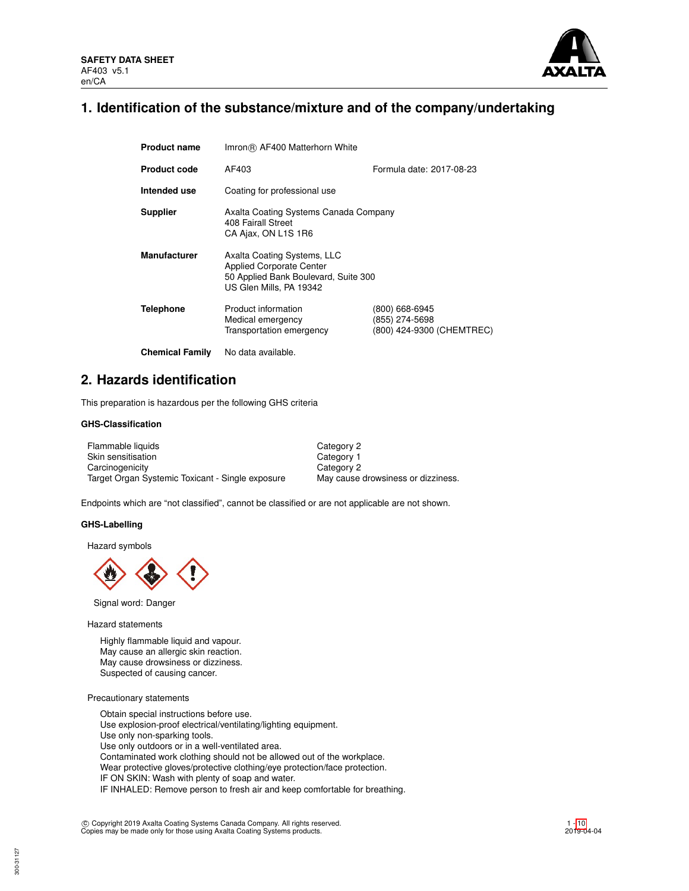**SAFETY DATA SHEET**
AF403 v5.1
en/CA

# 1. Identification of the substance/mixture and of the company/undertaking

| | | |
|---|---|---|
| **Product name** | Imron® AF400 Matterhorn White | |
| **Product code** | AF403 | Formula date: 2017-08-23 |
| **Intended use** | Coating for professional use | |
| **Supplier** | Axalta Coating Systems Canada Company<br>408 Fairall Street<br>CA Ajax, ON L1S 1R6 | |
| **Manufacturer** | Axalta Coating Systems, LLC<br>Applied Corporate Center<br>50 Applied Bank Boulevard, Suite 300<br>US Glen Mills, PA 19342 | |
| **Telephone** | Product information<br>Medical emergency<br>Transportation emergency | (800) 668-6945<br>(855) 274-5698<br>(800) 424-9300 (CHEMTREC) |
| **Chemical Family** | No data available. | |

# 2. Hazards identification

This preparation is hazardous per the following GHS criteria

### GHS-Classification

| | |
|---|---|
| Flammable liquids | Category 2 |
| Skin sensitisation | Category 1 |
| Carcinogenicity | Category 2 |
| Target Organ Systemic Toxicant - Single exposure | May cause drowsiness or dizziness. |

Endpoints which are "not classified", cannot be classified or are not applicable are not shown.

### GHS-Labelling

Hazard symbols

Signal word: Danger

Hazard statements

Highly flammable liquid and vapour.
May cause an allergic skin reaction.
May cause drowsiness or dizziness.
Suspected of causing cancer.

Precautionary statements

Obtain special instructions before use.
Use explosion-proof electrical/ventilating/lighting equipment.
Use only non-sparking tools.
Use only outdoors or in a well-ventilated area.
Contaminated work clothing should not be allowed out of the workplace.
Wear protective gloves/protective clothing/eye protection/face protection.
IF ON SKIN: Wash with plenty of soap and water.
IF INHALED: Remove person to fresh air and keep comfortable for breathing.

© Copyright 2019 Axalta Coating Systems Canada Company. All rights reserved.
Copies may be made only for those using Axalta Coating Systems products.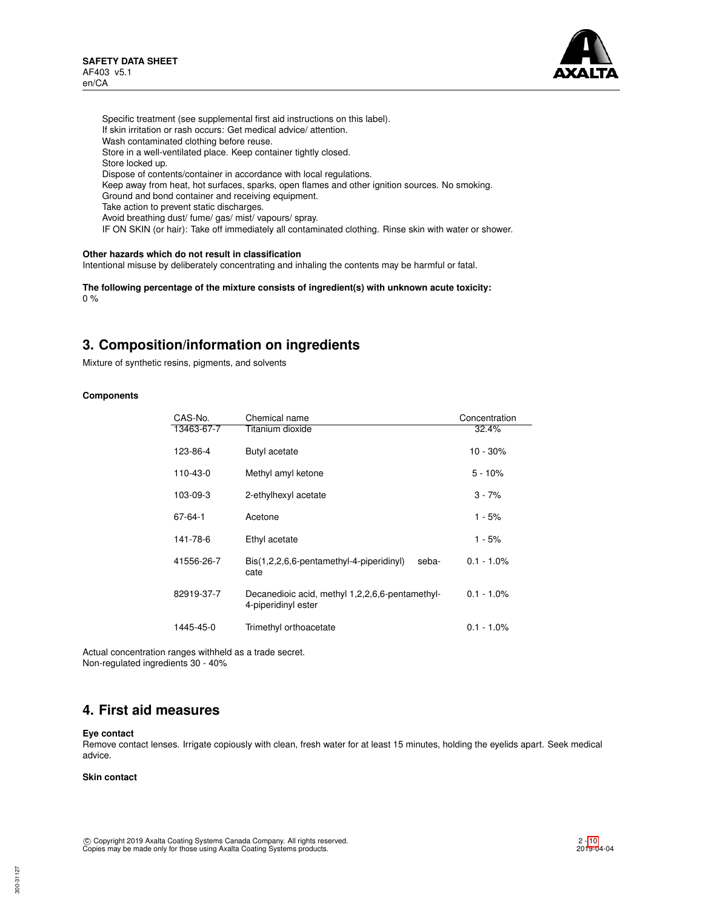Specific treatment (see supplemental first aid instructions on this label).
If skin irritation or rash occurs: Get medical advice/ attention.
Wash contaminated clothing before reuse.
Store in a well-ventilated place. Keep container tightly closed.
Store locked up.
Dispose of contents/container in accordance with local regulations.
Keep away from heat, hot surfaces, sparks, open flames and other ignition sources. No smoking.
Ground and bond container and receiving equipment.
Take action to prevent static discharges.
Avoid breathing dust/ fume/ gas/ mist/ vapours/ spray.
IF ON SKIN (or hair): Take off immediately all contaminated clothing. Rinse skin with water or shower.

**Other hazards which do not result in classification**
Intentional misuse by deliberately concentrating and inhaling the contents may be harmful or fatal.

**The following percentage of the mixture consists of ingredient(s) with unknown acute toxicity:**
0 %

## 3. Composition/information on ingredients

Mixture of synthetic resins, pigments, and solvents

**Components**

| CAS-No. | Chemical name | Concentration |
|---|---|---|
| 13463-67-7 | Titanium dioxide | 32.4% |
| 123-86-4 | Butyl acetate | 10 - 30% |
| 110-43-0 | Methyl amyl ketone | 5 - 10% |
| 103-09-3 | 2-ethylhexyl acetate | 3 - 7% |
| 67-64-1 | Acetone | 1 - 5% |
| 141-78-6 | Ethyl acetate | 1 - 5% |
| 41556-26-7 | Bis(1,2,2,6,6-pentamethyl-4-piperidinyl) sebacate | 0.1 - 1.0% |
| 82919-37-7 | Decanedioic acid, methyl 1,2,2,6,6-pentamethyl-4-piperidinyl ester | 0.1 - 1.0% |
| 1445-45-0 | Trimethyl orthoacetate | 0.1 - 1.0% |

Actual concentration ranges withheld as a trade secret.
Non-regulated ingredients 30 - 40%

## 4. First aid measures

**Eye contact**
Remove contact lenses. Irrigate copiously with clean, fresh water for at least 15 minutes, holding the eyelids apart. Seek medical advice.

**Skin contact**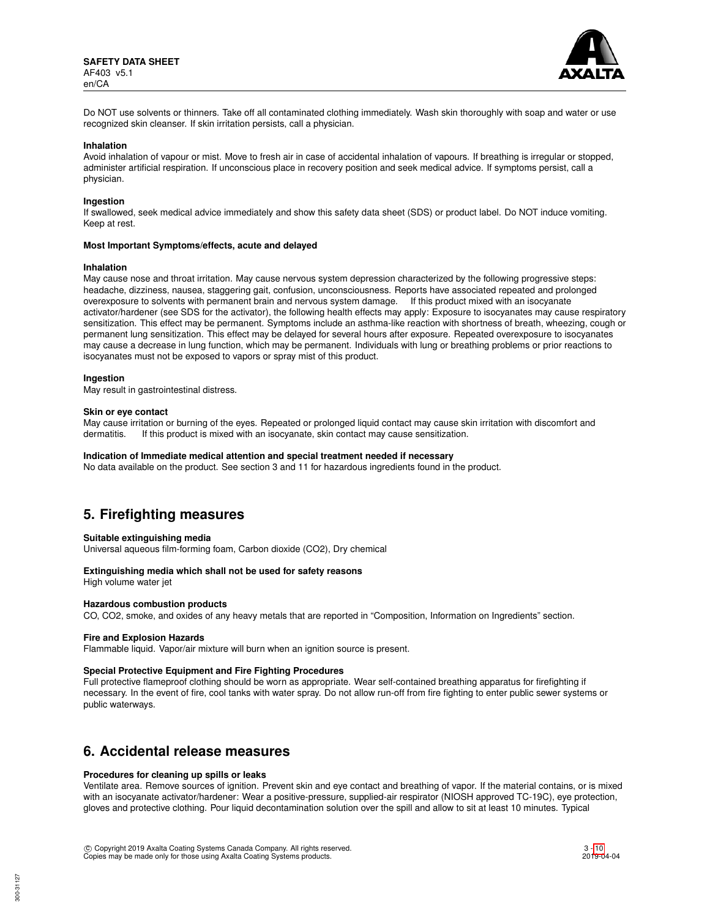Do NOT use solvents or thinners. Take off all contaminated clothing immediately. Wash skin thoroughly with soap and water or use recognized skin cleanser. If skin irritation persists, call a physician.

**Inhalation**
Avoid inhalation of vapour or mist. Move to fresh air in case of accidental inhalation of vapours. If breathing is irregular or stopped, administer artificial respiration. If unconscious place in recovery position and seek medical advice. If symptoms persist, call a physician.

**Ingestion**
If swallowed, seek medical advice immediately and show this safety data sheet (SDS) or product label. Do NOT induce vomiting. Keep at rest.

**Most Important Symptoms/effects, acute and delayed**

**Inhalation**
May cause nose and throat irritation. May cause nervous system depression characterized by the following progressive steps: headache, dizziness, nausea, staggering gait, confusion, unconsciousness. Reports have associated repeated and prolonged overexposure to solvents with permanent brain and nervous system damage. If this product mixed with an isocyanate activator/hardener (see SDS for the activator), the following health effects may apply: Exposure to isocyanates may cause respiratory sensitization. This effect may be permanent. Symptoms include an asthma-like reaction with shortness of breath, wheezing, cough or permanent lung sensitization. This effect may be delayed for several hours after exposure. Repeated overexposure to isocyanates may cause a decrease in lung function, which may be permanent. Individuals with lung or breathing problems or prior reactions to isocyanates must not be exposed to vapors or spray mist of this product.

**Ingestion**
May result in gastrointestinal distress.

**Skin or eye contact**
May cause irritation or burning of the eyes. Repeated or prolonged liquid contact may cause skin irritation with discomfort and dermatitis. If this product is mixed with an isocyanate, skin contact may cause sensitization.

**Indication of Immediate medical attention and special treatment needed if necessary**
No data available on the product. See section 3 and 11 for hazardous ingredients found in the product.

## 5. Firefighting measures

**Suitable extinguishing media**
Universal aqueous film-forming foam, Carbon dioxide ($CO_2$), Dry chemical

**Extinguishing media which shall not be used for safety reasons**
High volume water jet

**Hazardous combustion products**
CO, $CO_2$, smoke, and oxides of any heavy metals that are reported in "Composition, Information on Ingredients" section.

**Fire and Explosion Hazards**
Flammable liquid. Vapor/air mixture will burn when an ignition source is present.

**Special Protective Equipment and Fire Fighting Procedures**
Full protective flameproof clothing should be worn as appropriate. Wear self-contained breathing apparatus for firefighting if necessary. In the event of fire, cool tanks with water spray. Do not allow run-off from fire fighting to enter public sewer systems or public waterways.

## 6. Accidental release measures

**Procedures for cleaning up spills or leaks**
Ventilate area. Remove sources of ignition. Prevent skin and eye contact and breathing of vapor. If the material contains, or is mixed with an isocyanate activator/hardener: Wear a positive-pressure, supplied-air respirator (NIOSH approved TC-19C), eye protection, gloves and protective clothing. Pour liquid decontamination solution over the spill and allow to sit at least 10 minutes. Typical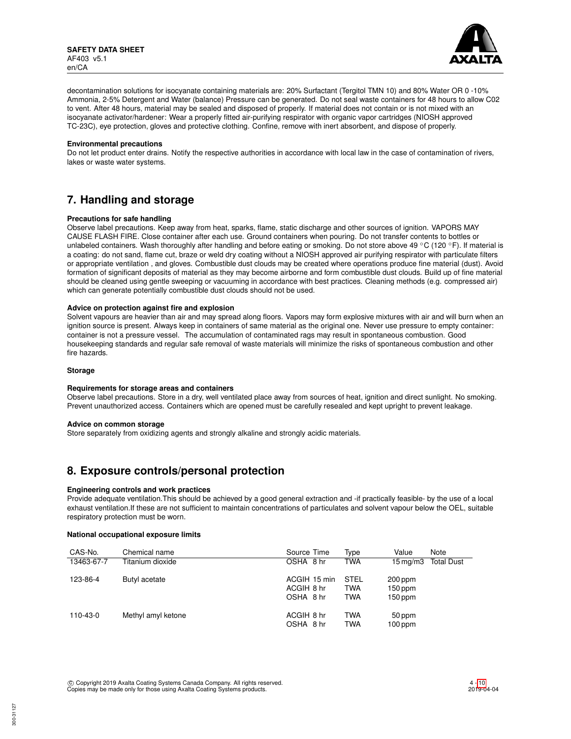decontamination solutions for isocyanate containing materials are: 20% Surfactant (Tergitol TMN 10) and 80% Water OR 0 -10% Ammonia, 2-5% Detergent and Water (balance) Pressure can be generated. Do not seal waste containers for 48 hours to allow C02 to vent. After 48 hours, material may be sealed and disposed of properly. If material does not contain or is not mixed with an isocyanate activator/hardener: Wear a properly fitted air-purifying respirator with organic vapor cartridges (NIOSH approved TC-23C), eye protection, gloves and protective clothing. Confine, remove with inert absorbent, and dispose of properly.

**Environmental precautions**

Do not let product enter drains. Notify the respective authorities in accordance with local law in the case of contamination of rivers, lakes or waste water systems.

## 7. Handling and storage

**Precautions for safe handling**

Observe label precautions. Keep away from heat, sparks, flame, static discharge and other sources of ignition. VAPORS MAY CAUSE FLASH FIRE. Close container after each use. Ground containers when pouring. Do not transfer contents to bottles or unlabeled containers. Wash thoroughly after handling and before eating or smoking. Do not store above 49 °C (120 °F). If material is a coating: do not sand, flame cut, braze or weld dry coating without a NIOSH approved air purifying respirator with particulate filters or appropriate ventilation , and gloves. Combustible dust clouds may be created where operations produce fine material (dust). Avoid formation of significant deposits of material as they may become airborne and form combustible dust clouds. Build up of fine material should be cleaned using gentle sweeping or vacuuming in accordance with best practices. Cleaning methods (e.g. compressed air) which can generate potentially combustible dust clouds should not be used.

**Advice on protection against fire and explosion**

Solvent vapours are heavier than air and may spread along floors. Vapors may form explosive mixtures with air and will burn when an ignition source is present. Always keep in containers of same material as the original one. Never use pressure to empty container: container is not a pressure vessel. The accumulation of contaminated rags may result in spontaneous combustion. Good housekeeping standards and regular safe removal of waste materials will minimize the risks of spontaneous combustion and other fire hazards.

**Storage**

**Requirements for storage areas and containers**

Observe label precautions. Store in a dry, well ventilated place away from sources of heat, ignition and direct sunlight. No smoking. Prevent unauthorized access. Containers which are opened must be carefully resealed and kept upright to prevent leakage.

**Advice on common storage**

Store separately from oxidizing agents and strongly alkaline and strongly acidic materials.

## 8. Exposure controls/personal protection

**Engineering controls and work practices**

Provide adequate ventilation.This should be achieved by a good general extraction and -if practically feasible- by the use of a local exhaust ventilation.If these are not sufficient to maintain concentrations of particulates and solvent vapour below the OEL, suitable respiratory protection must be worn.

**National occupational exposure limits**

| CAS-No. | Chemical name | Source | Time | Type | Value | Note |
|---|---|---|---|---|---|---|
| 13463-67-7 | Titanium dioxide | OSHA | 8 hr | TWA | 15 mg/m3 | Total Dust |
| 123-86-4 | Butyl acetate | ACGIH | 15 min | STEL | 200 ppm | |
| | | ACGIH | 8 hr | TWA | 150 ppm | |
| | | OSHA | 8 hr | TWA | 150 ppm | |
| 110-43-0 | Methyl amyl ketone | ACGIH | 8 hr | TWA | 50 ppm | |
| | | OSHA | 8 hr | TWA | 100 ppm | |

© Copyright 2019 Axalta Coating Systems Canada Company. All rights reserved.
Copies may be made only for those using Axalta Coating Systems products.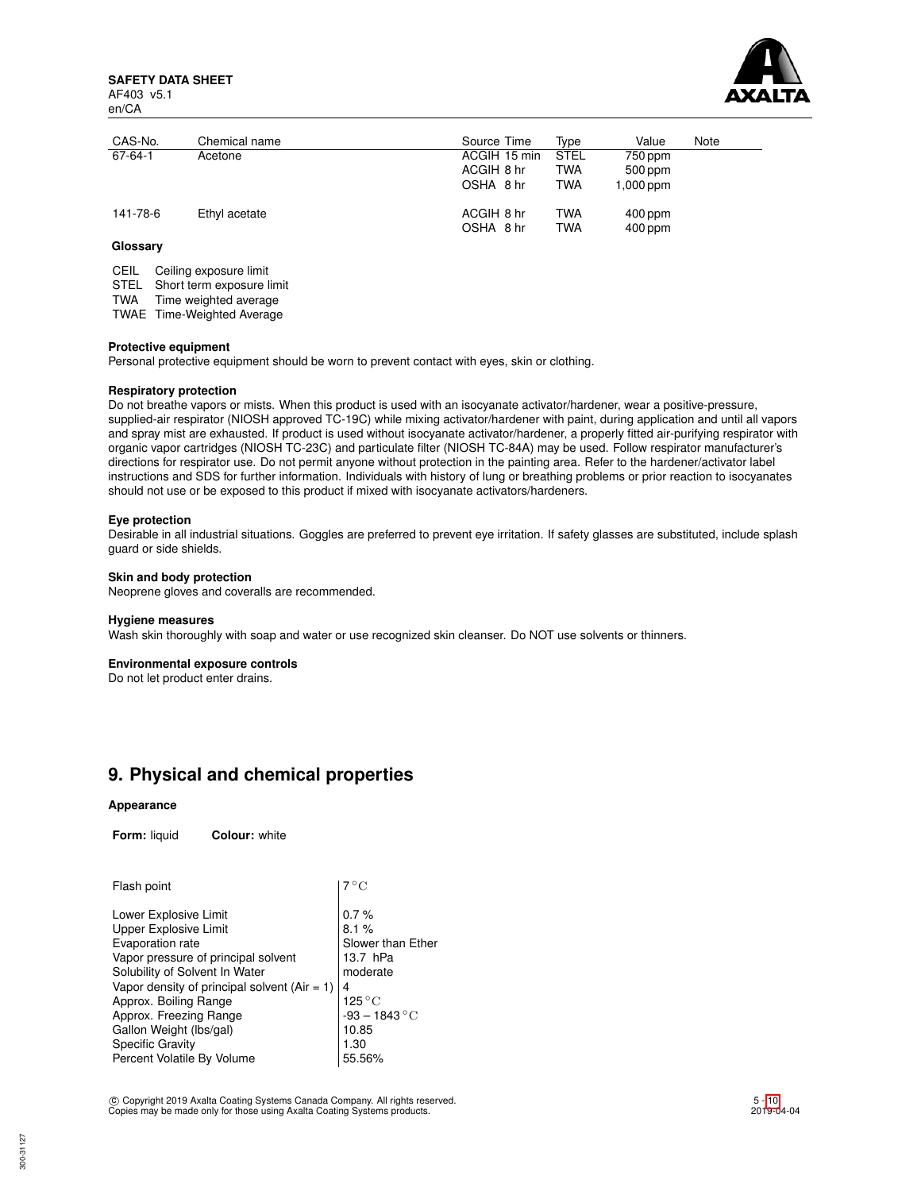| CAS-No. | Chemical name | Source | Time | Type | Value | Note |
|---|---|---|---|---|---|---|
| 67-64-1 | Acetone | ACGIH | 15 min | STEL | 750 ppm | |
| | | ACGIH | 8 hr | TWA | 500 ppm | |
| | | OSHA | 8 hr | TWA | 1,000 ppm | |
| 141-78-6 | Ethyl acetate | ACGIH | 8 hr | TWA | 400 ppm | |
| | | OSHA | 8 hr | TWA | 400 ppm | |

**Glossary**

| | |
|---|---|
| CEIL | Ceiling exposure limit |
| STEL | Short term exposure limit |
| TWA | Time weighted average |
| TWAE | Time-Weighted Average |

**Protective equipment**

Personal protective equipment should be worn to prevent contact with eyes, skin or clothing.

**Respiratory protection**

Do not breathe vapors or mists. When this product is used with an isocyanate activator/hardener, wear a positive-pressure, supplied-air respirator (NIOSH approved TC-19C) while mixing activator/hardener with paint, during application and until all vapors and spray mist are exhausted. If product is used without isocyanate activator/hardener, a properly fitted air-purifying respirator with organic vapor cartridges (NIOSH TC-23C) and particulate filter (NIOSH TC-84A) may be used. Follow respirator manufacturer's directions for respirator use. Do not permit anyone without protection in the painting area. Refer to the hardener/activator label instructions and SDS for further information. Individuals with history of lung or breathing problems or prior reaction to isocyanates should not use or be exposed to this product if mixed with isocyanate activators/hardeners.

**Eye protection**

Desirable in all industrial situations. Goggles are preferred to prevent eye irritation. If safety glasses are substituted, include splash guard or side shields.

**Skin and body protection**

Neoprene gloves and coveralls are recommended.

**Hygiene measures**

Wash skin thoroughly with soap and water or use recognized skin cleanser. Do NOT use solvents or thinners.

**Environmental exposure controls**

Do not let product enter drains.

## 9. Physical and chemical properties

**Appearance**

**Form:** liquid **Colour:** white

| | |
|---|---|
| Flash point | 7 °C |
| Lower Explosive Limit | 0.7 % |
| Upper Explosive Limit | 8.1 % |
| Evaporation rate | Slower than Ether |
| Vapor pressure of principal solvent | 13.7 hPa |
| Solubility of Solvent In Water | moderate |
| Vapor density of principal solvent (Air = 1) | 4 |
| Approx. Boiling Range | 125 °C |
| Approx. Freezing Range | -93 – 1843 °C |
| Gallon Weight (lbs/gal) | 10.85 |
| Specific Gravity | 1.30 |
| Percent Volatile By Volume | 55.56% |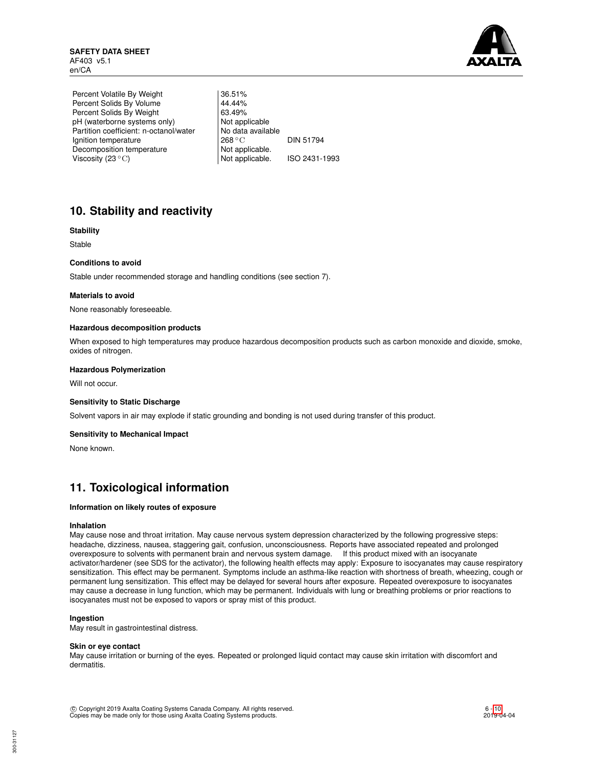| | | |
|---|---|---|
| Percent Volatile By Weight | 36.51% | |
| Percent Solids By Volume | 44.44% | |
| Percent Solids By Weight | 63.49% | |
| pH (waterborne systems only) | Not applicable | |
| Partition coefficient: n-octanol/water | No data available | |
| Ignition temperature | 268 °C | DIN 51794 |
| Decomposition temperature | Not applicable. | |
| Viscosity (23 °C) | Not applicable. | ISO 2431-1993 |

## 10. Stability and reactivity

**Stability**

Stable

**Conditions to avoid**

Stable under recommended storage and handling conditions (see section 7).

**Materials to avoid**

None reasonably foreseeable.

**Hazardous decomposition products**

When exposed to high temperatures may produce hazardous decomposition products such as carbon monoxide and dioxide, smoke, oxides of nitrogen.

**Hazardous Polymerization**

Will not occur.

**Sensitivity to Static Discharge**

Solvent vapors in air may explode if static grounding and bonding is not used during transfer of this product.

**Sensitivity to Mechanical Impact**

None known.

## 11. Toxicological information

**Information on likely routes of exposure**

**Inhalation**

May cause nose and throat irritation. May cause nervous system depression characterized by the following progressive steps: headache, dizziness, nausea, staggering gait, confusion, unconsciousness. Reports have associated repeated and prolonged overexposure to solvents with permanent brain and nervous system damage. If this product mixed with an isocyanate activator/hardener (see SDS for the activator), the following health effects may apply: Exposure to isocyanates may cause respiratory sensitization. This effect may be permanent. Symptoms include an asthma-like reaction with shortness of breath, wheezing, cough or permanent lung sensitization. This effect may be delayed for several hours after exposure. Repeated overexposure to isocyanates may cause a decrease in lung function, which may be permanent. Individuals with lung or breathing problems or prior reactions to isocyanates must not be exposed to vapors or spray mist of this product.

**Ingestion**

May result in gastrointestinal distress.

**Skin or eye contact**

May cause irritation or burning of the eyes. Repeated or prolonged liquid contact may cause skin irritation with discomfort and dermatitis.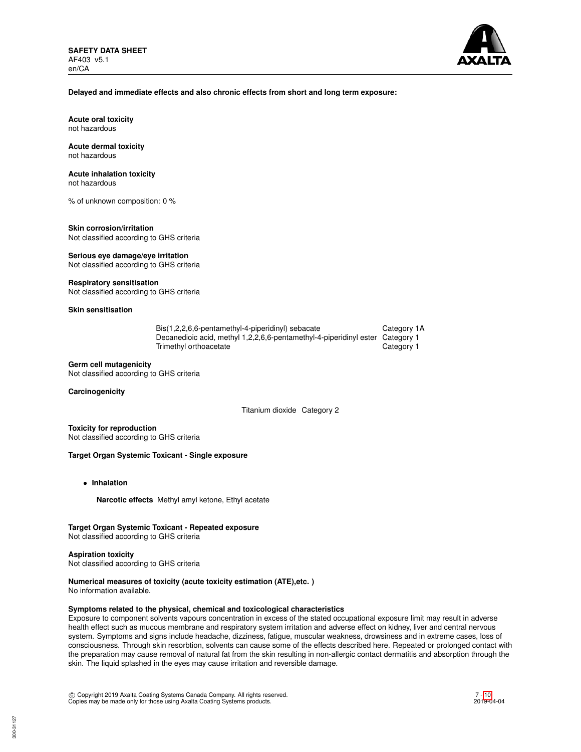**Delayed and immediate effects and also chronic effects from short and long term exposure:**

**Acute oral toxicity**
not hazardous

**Acute dermal toxicity**
not hazardous

**Acute inhalation toxicity**
not hazardous

% of unknown composition: 0 %

**Skin corrosion/irritation**
Not classified according to GHS criteria

**Serious eye damage/eye irritation**
Not classified according to GHS criteria

**Respiratory sensitisation**
Not classified according to GHS criteria

**Skin sensitisation**

| | |
|---|---|
| Bis(1,2,2,6,6-pentamethyl-4-piperidinyl) sebacate | Category 1A |
| Decanedioic acid, methyl 1,2,2,6,6-pentamethyl-4-piperidinyl ester | Category 1 |
| Trimethyl orthoacetate | Category 1 |

**Germ cell mutagenicity**
Not classified according to GHS criteria

**Carcinogenicity**

| | |
|---|---|
| Titanium dioxide | Category 2 |

**Toxicity for reproduction**
Not classified according to GHS criteria

**Target Organ Systemic Toxicant - Single exposure**

- **Inhalation**

  **Narcotic effects** Methyl amyl ketone, Ethyl acetate

**Target Organ Systemic Toxicant - Repeated exposure**
Not classified according to GHS criteria

**Aspiration toxicity**
Not classified according to GHS criteria

**Numerical measures of toxicity (acute toxicity estimation (ATE),etc. )**
No information available.

**Symptoms related to the physical, chemical and toxicological characteristics**
Exposure to component solvents vapours concentration in excess of the stated occupational exposure limit may result in adverse health effect such as mucous membrane and respiratory system irritation and adverse effect on kidney, liver and central nervous system. Symptoms and signs include headache, dizziness, fatigue, muscular weakness, drowsiness and in extreme cases, loss of consciousness. Through skin resorbtion, solvents can cause some of the effects described here. Repeated or prolonged contact with the preparation may cause removal of natural fat from the skin resulting in non-allergic contact dermatitis and absorption through the skin. The liquid splashed in the eyes may cause irritation and reversible damage.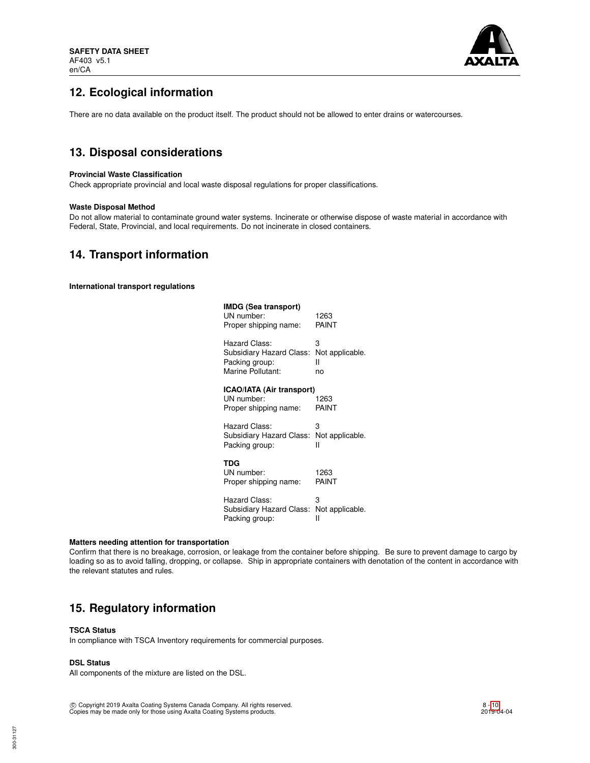## 12. Ecological information

There are no data available on the product itself. The product should not be allowed to enter drains or watercourses.

## 13. Disposal considerations

**Provincial Waste Classification**
Check appropriate provincial and local waste disposal regulations for proper classifications.

**Waste Disposal Method**
Do not allow material to contaminate ground water systems. Incinerate or otherwise dispose of waste material in accordance with Federal, State, Provincial, and local requirements. Do not incinerate in closed containers.

## 14. Transport information

**International transport regulations**

**IMDG (Sea transport)**

| | |
|---|---|
| UN number: | 1263 |
| Proper shipping name: | PAINT |
| Hazard Class: | 3 |
| Subsidiary Hazard Class: | Not applicable. |
| Packing group: | II |
| Marine Pollutant: | no |

**ICAO/IATA (Air transport)**

| | |
|---|---|
| UN number: | 1263 |
| Proper shipping name: | PAINT |
| Hazard Class: | 3 |
| Subsidiary Hazard Class: | Not applicable. |
| Packing group: | II |

**TDG**

| | |
|---|---|
| UN number: | 1263 |
| Proper shipping name: | PAINT |
| Hazard Class: | 3 |
| Subsidiary Hazard Class: | Not applicable. |
| Packing group: | II |

**Matters needing attention for transportation**
Confirm that there is no breakage, corrosion, or leakage from the container before shipping. Be sure to prevent damage to cargo by loading so as to avoid falling, dropping, or collapse. Ship in appropriate containers with denotation of the content in accordance with the relevant statutes and rules.

## 15. Regulatory information

**TSCA Status**
In compliance with TSCA Inventory requirements for commercial purposes.

**DSL Status**
All components of the mixture are listed on the DSL.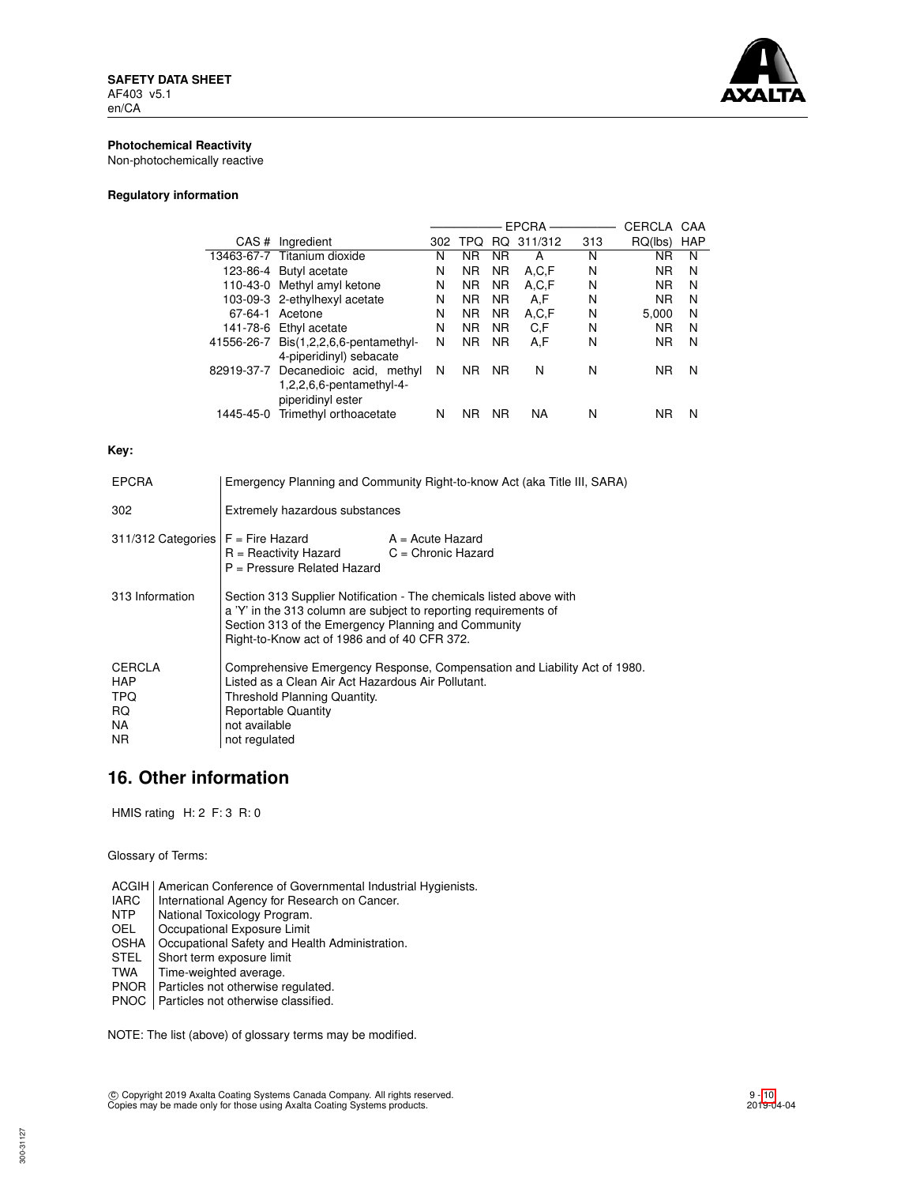**Photochemical Reactivity**
Non-photochemically reactive

**Regulatory information**

| | | EPCRA | | | | | CERCLA | CAA |
|---|---|---|---|---|---|---|---|---|
| CAS # | Ingredient | 302 | TPQ | RQ | 311/312 | 313 | RQ(lbs) | HAP |
| 13463-67-7 | Titanium dioxide | N | NR | NR | A | N | NR | N |
| 123-86-4 | Butyl acetate | N | NR | NR | A,C,F | N | NR | N |
| 110-43-0 | Methyl amyl ketone | N | NR | NR | A,C,F | N | NR | N |
| 103-09-3 | 2-ethylhexyl acetate | N | NR | NR | A,F | N | NR | N |
| 67-64-1 | Acetone | N | NR | NR | A,C,F | N | 5,000 | N |
| 141-78-6 | Ethyl acetate | N | NR | NR | C,F | N | NR | N |
| 41556-26-7 | Bis(1,2,2,6,6-pentamethyl-4-piperidinyl) sebacate | N | NR | NR | A,F | N | NR | N |
| 82919-37-7 | Decanedioic acid, methyl 1,2,2,6,6-pentamethyl-4-piperidinyl ester | N | NR | NR | N | N | NR | N |
| 1445-45-0 | Trimethyl orthoacetate | N | NR | NR | NA | N | NR | N |

**Key:**

| | |
|---|---|
| EPCRA | Emergency Planning and Community Right-to-know Act (aka Title III, SARA) |
| 302 | Extremely hazardous substances |
| 311/312 Categories | F = Fire Hazard; A = Acute Hazard; R = Reactivity Hazard; C = Chronic Hazard; P = Pressure Related Hazard |
| 313 Information | Section 313 Supplier Notification - The chemicals listed above with a 'Y' in the 313 column are subject to reporting requirements of Section 313 of the Emergency Planning and Community Right-to-Know act of 1986 and of 40 CFR 372. |
| CERCLA | Comprehensive Emergency Response, Compensation and Liability Act of 1980. |
| HAP | Listed as a Clean Air Act Hazardous Air Pollutant. |
| TPQ | Threshold Planning Quantity. |
| RQ | Reportable Quantity |
| NA | not available |
| NR | not regulated |

## 16. Other information

HMIS rating H: 2 F: 3 R: 0

Glossary of Terms:

| | |
|---|---|
| ACGIH | American Conference of Governmental Industrial Hygienists. |
| IARC | International Agency for Research on Cancer. |
| NTP | National Toxicology Program. |
| OEL | Occupational Exposure Limit |
| OSHA | Occupational Safety and Health Administration. |
| STEL | Short term exposure limit |
| TWA | Time-weighted average. |
| PNOR | Particles not otherwise regulated. |
| PNOC | Particles not otherwise classified. |

NOTE: The list (above) of glossary terms may be modified.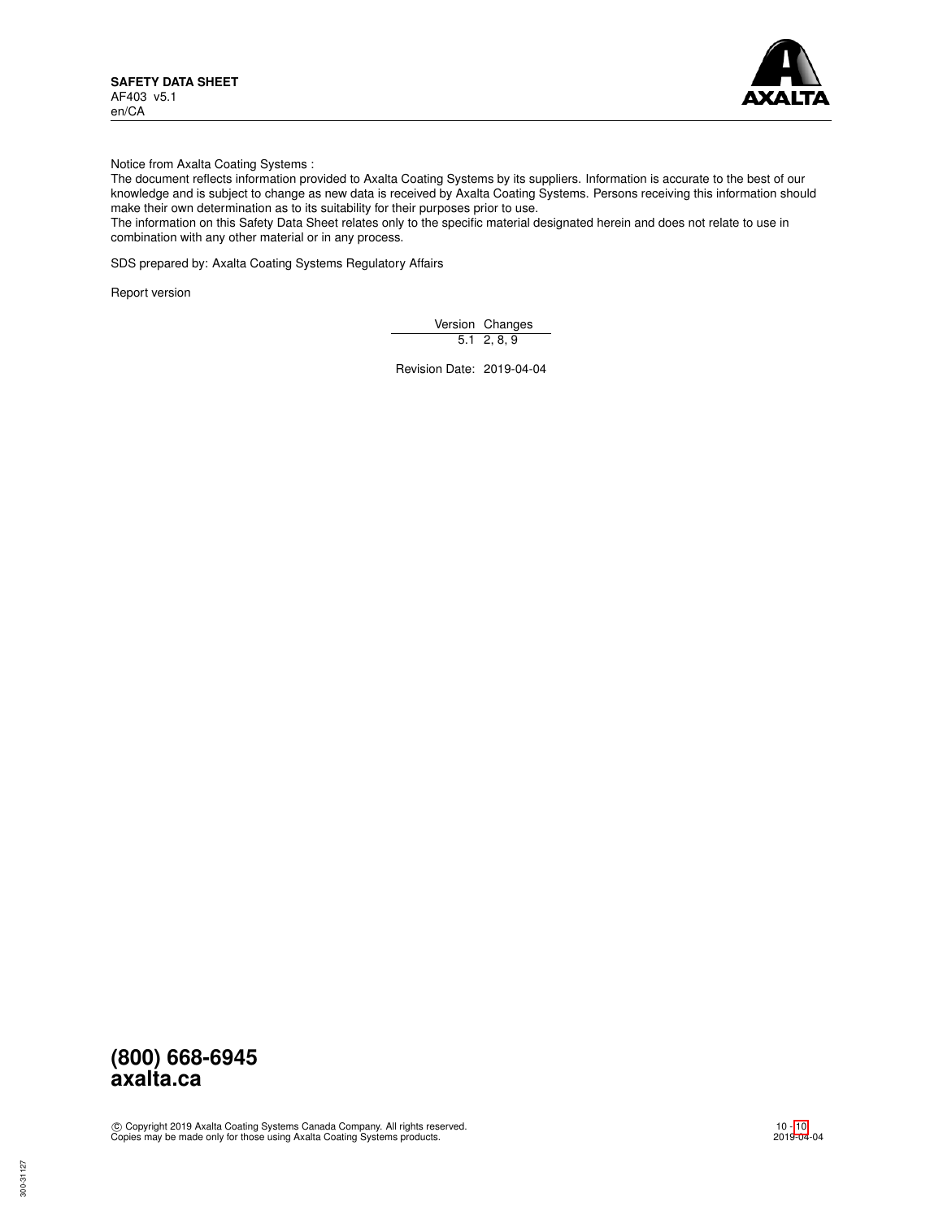Notice from Axalta Coating Systems :
The document reflects information provided to Axalta Coating Systems by its suppliers. Information is accurate to the best of our knowledge and is subject to change as new data is received by Axalta Coating Systems. Persons receiving this information should make their own determination as to its suitability for their purposes prior to use.
The information on this Safety Data Sheet relates only to the specific material designated herein and does not relate to use in combination with any other material or in any process.

SDS prepared by: Axalta Coating Systems Regulatory Affairs

Report version

| Version | Changes |
|---|---|
| 5.1 | 2, 8, 9 |

Revision Date: 2019-04-04

**(800) 668-6945**
**axalta.ca**

© Copyright 2019 Axalta Coating Systems Canada Company. All rights reserved.
Copies may be made only for those using Axalta Coating Systems products.